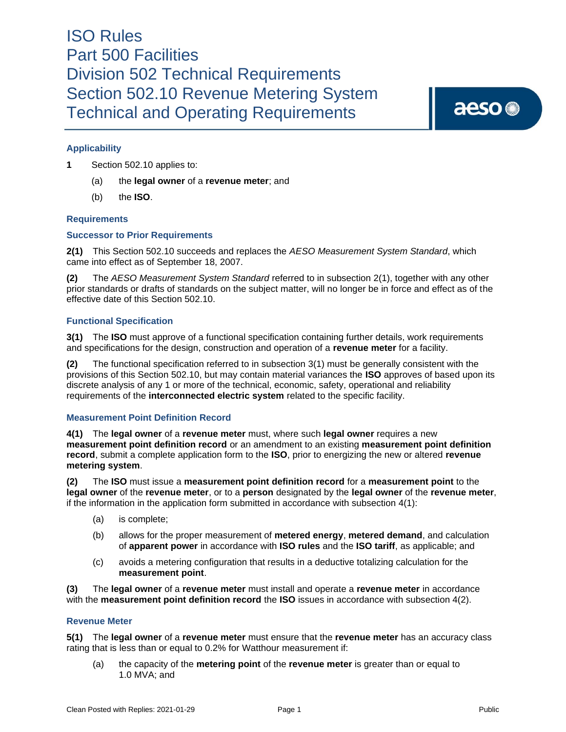# ISO Rules
# Part 500 Facilities
# Division 502 Technical Requirements
# Section 502.10 Revenue Metering System Technical and Operating Requirements

## Applicability

**1** Section 502.10 applies to:

(a) the **legal owner** of a **revenue meter**; and

(b) the **ISO**.

## Requirements

### Successor to Prior Requirements

**2(1)** This Section 502.10 succeeds and replaces the *AESO Measurement System Standard*, which came into effect as of September 18, 2007.

**(2)** The *AESO Measurement System Standard* referred to in subsection 2(1), together with any other prior standards or drafts of standards on the subject matter, will no longer be in force and effect as of the effective date of this Section 502.10.

### Functional Specification

**3(1)** The **ISO** must approve of a functional specification containing further details, work requirements and specifications for the design, construction and operation of a **revenue meter** for a facility.

**(2)** The functional specification referred to in subsection 3(1) must be generally consistent with the provisions of this Section 502.10, but may contain material variances the **ISO** approves of based upon its discrete analysis of any 1 or more of the technical, economic, safety, operational and reliability requirements of the **interconnected electric system** related to the specific facility.

### Measurement Point Definition Record

**4(1)** The **legal owner** of a **revenue meter** must, where such **legal owner** requires a new **measurement point definition record** or an amendment to an existing **measurement point definition record**, submit a complete application form to the **ISO**, prior to energizing the new or altered **revenue metering system**.

**(2)** The **ISO** must issue a **measurement point definition record** for a **measurement point** to the **legal owner** of the **revenue meter**, or to a **person** designated by the **legal owner** of the **revenue meter**, if the information in the application form submitted in accordance with subsection 4(1):

(a) is complete;

(b) allows for the proper measurement of **metered energy**, **metered demand**, and calculation of **apparent power** in accordance with **ISO rules** and the **ISO tariff**, as applicable; and

(c) avoids a metering configuration that results in a deductive totalizing calculation for the **measurement point**.

**(3)** The **legal owner** of a **revenue meter** must install and operate a **revenue meter** in accordance with the **measurement point definition record** the **ISO** issues in accordance with subsection 4(2).

### Revenue Meter

**5(1)** The **legal owner** of a **revenue meter** must ensure that the **revenue meter** has an accuracy class rating that is less than or equal to 0.2% for Watthour measurement if:

(a) the capacity of the **metering point** of the **revenue meter** is greater than or equal to 1.0 MVA; and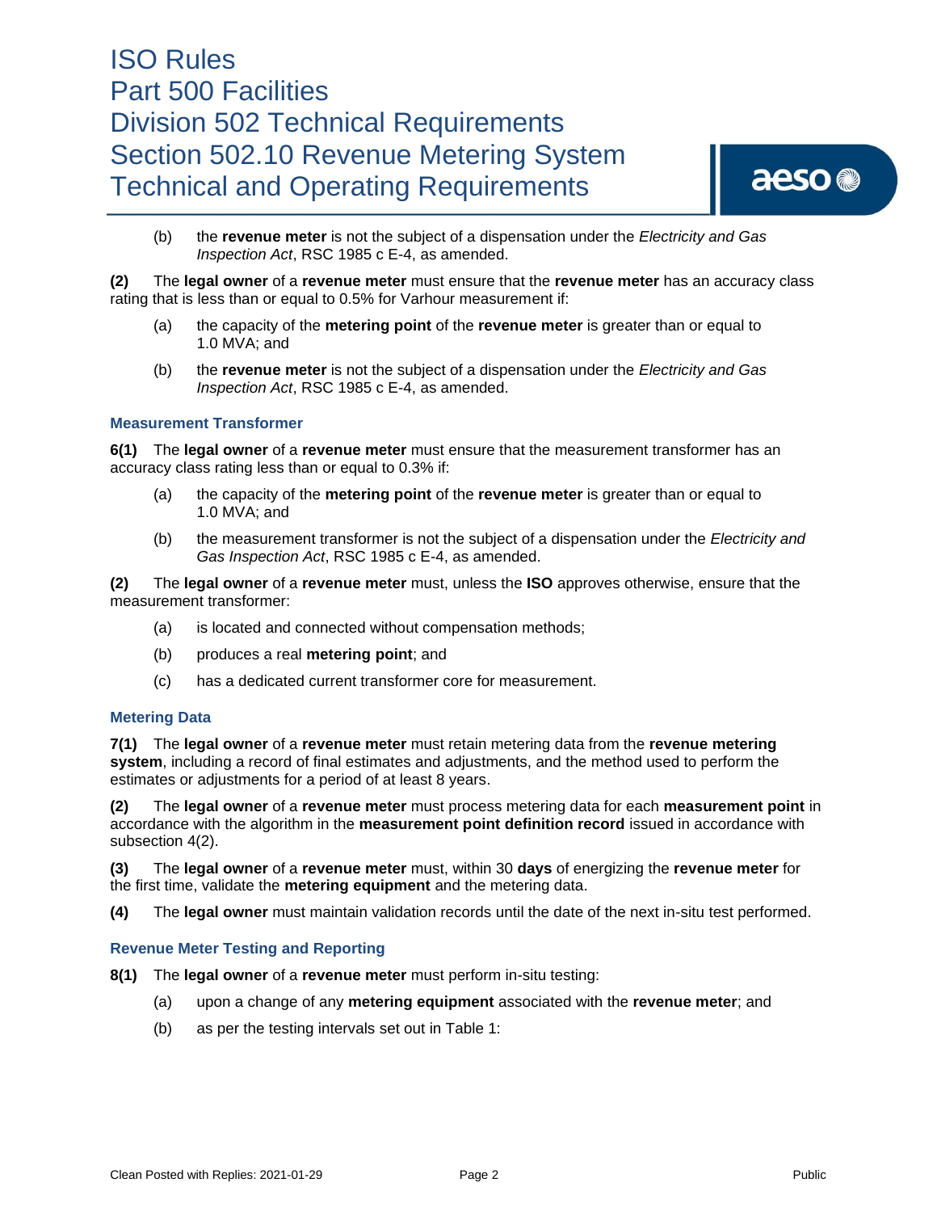(b) the **revenue meter** is not the subject of a dispensation under the *Electricity and Gas Inspection Act*, RSC 1985 c E-4, as amended.

**(2)** The **legal owner** of a **revenue meter** must ensure that the **revenue meter** has an accuracy class rating that is less than or equal to 0.5% for Varhour measurement if:

(a) the capacity of the **metering point** of the **revenue meter** is greater than or equal to 1.0 MVA; and

(b) the **revenue meter** is not the subject of a dispensation under the *Electricity and Gas Inspection Act*, RSC 1985 c E-4, as amended.

### Measurement Transformer

**6(1)** The **legal owner** of a **revenue meter** must ensure that the measurement transformer has an accuracy class rating less than or equal to 0.3% if:

(a) the capacity of the **metering point** of the **revenue meter** is greater than or equal to 1.0 MVA; and

(b) the measurement transformer is not the subject of a dispensation under the *Electricity and Gas Inspection Act*, RSC 1985 c E-4, as amended.

**(2)** The **legal owner** of a **revenue meter** must, unless the **ISO** approves otherwise, ensure that the measurement transformer:

(a) is located and connected without compensation methods;

(b) produces a real **metering point**; and

(c) has a dedicated current transformer core for measurement.

### Metering Data

**7(1)** The **legal owner** of a **revenue meter** must retain metering data from the **revenue metering system**, including a record of final estimates and adjustments, and the method used to perform the estimates or adjustments for a period of at least 8 years.

**(2)** The **legal owner** of a **revenue meter** must process metering data for each **measurement point** in accordance with the algorithm in the **measurement point definition record** issued in accordance with subsection 4(2).

**(3)** The **legal owner** of a **revenue meter** must, within 30 **days** of energizing the **revenue meter** for the first time, validate the **metering equipment** and the metering data.

**(4)** The **legal owner** must maintain validation records until the date of the next in-situ test performed.

### Revenue Meter Testing and Reporting

**8(1)** The **legal owner** of a **revenue meter** must perform in-situ testing:

(a) upon a change of any **metering equipment** associated with the **revenue meter**; and

(b) as per the testing intervals set out in Table 1: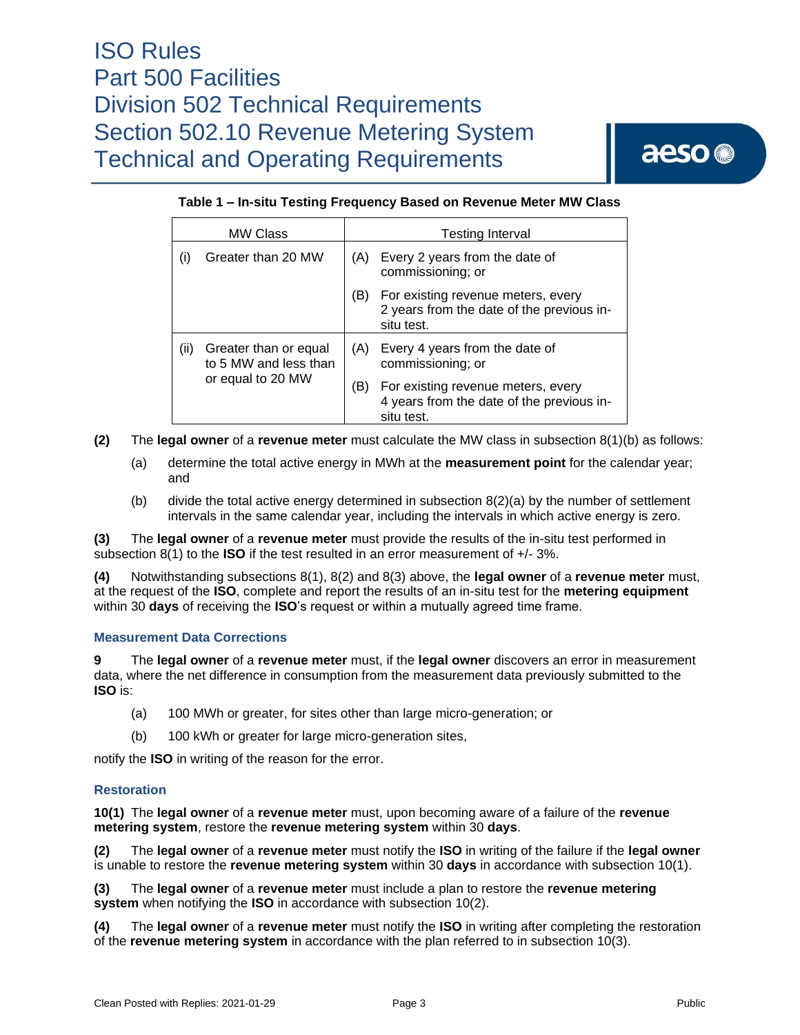**Table 1 – In-situ Testing Frequency Based on Revenue Meter MW Class**

| MW Class | Testing Interval |
|---|---|
| (i) Greater than 20 MW | (A) Every 2 years from the date of commissioning; or<br>(B) For existing revenue meters, every 2 years from the date of the previous in-situ test. |
| (ii) Greater than or equal to 5 MW and less than or equal to 20 MW | (A) Every 4 years from the date of commissioning; or<br>(B) For existing revenue meters, every 4 years from the date of the previous in-situ test. |

**(2)** The **legal owner** of a **revenue meter** must calculate the MW class in subsection 8(1)(b) as follows:

(a) determine the total active energy in MWh at the **measurement point** for the calendar year; and

(b) divide the total active energy determined in subsection 8(2)(a) by the number of settlement intervals in the same calendar year, including the intervals in which active energy is zero.

**(3)** The **legal owner** of a **revenue meter** must provide the results of the in-situ test performed in subsection 8(1) to the **ISO** if the test resulted in an error measurement of +/- 3%.

**(4)** Notwithstanding subsections 8(1), 8(2) and 8(3) above, the **legal owner** of a **revenue meter** must, at the request of the **ISO**, complete and report the results of an in-situ test for the **metering equipment** within 30 **days** of receiving the **ISO**'s request or within a mutually agreed time frame.

### Measurement Data Corrections

**9** The **legal owner** of a **revenue meter** must, if the **legal owner** discovers an error in measurement data, where the net difference in consumption from the measurement data previously submitted to the **ISO** is:

(a) 100 MWh or greater, for sites other than large micro-generation; or

(b) 100 kWh or greater for large micro-generation sites,

notify the **ISO** in writing of the reason for the error.

### Restoration

**10(1)** The **legal owner** of a **revenue meter** must, upon becoming aware of a failure of the **revenue metering system**, restore the **revenue metering system** within 30 **days**.

**(2)** The **legal owner** of a **revenue meter** must notify the **ISO** in writing of the failure if the **legal owner** is unable to restore the **revenue metering system** within 30 **days** in accordance with subsection 10(1).

**(3)** The **legal owner** of a **revenue meter** must include a plan to restore the **revenue metering system** when notifying the **ISO** in accordance with subsection 10(2).

**(4)** The **legal owner** of a **revenue meter** must notify the **ISO** in writing after completing the restoration of the **revenue metering system** in accordance with the plan referred to in subsection 10(3).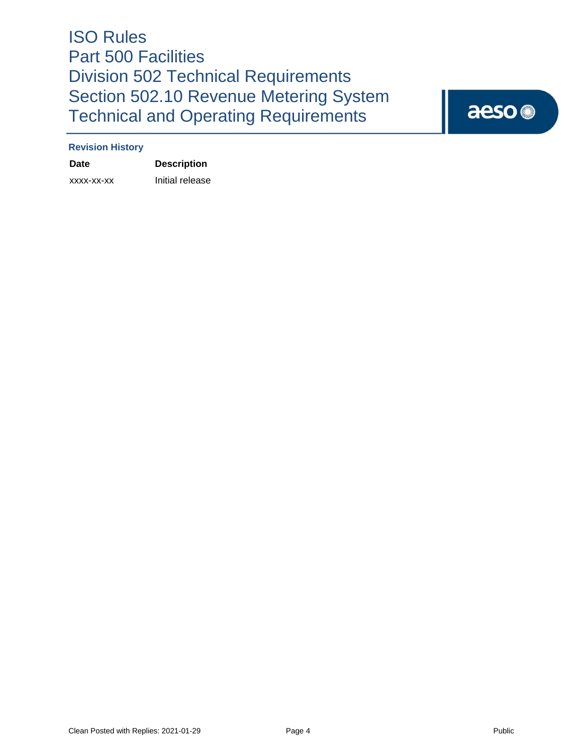# ISO Rules
# Part 500 Facilities
# Division 502 Technical Requirements
# Section 502.10 Revenue Metering System Technical and Operating Requirements

## Revision History

| Date | Description |
| --- | --- |
| xxxx-xx-xx | Initial release |